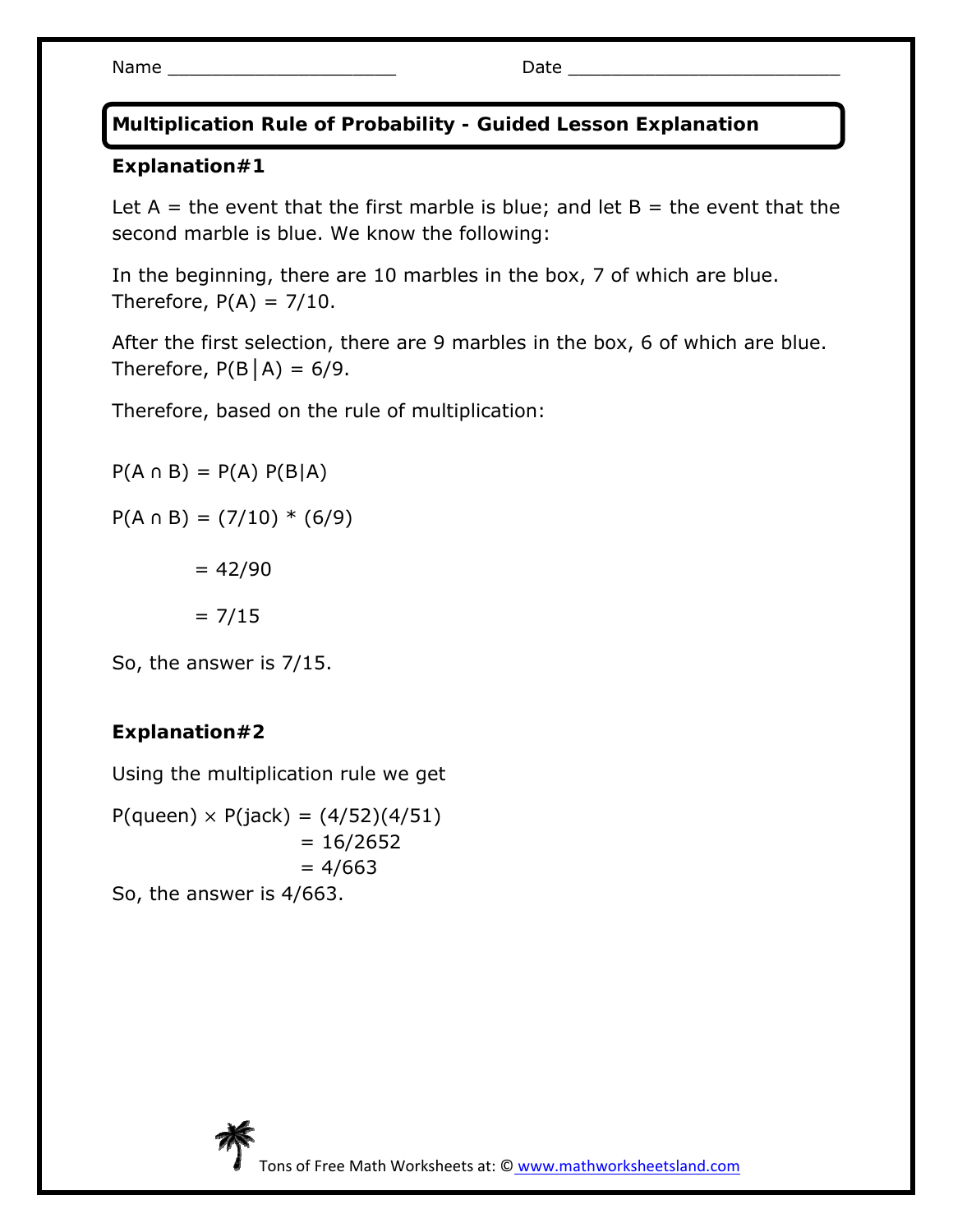Name ______________________ Date ___________________________

## Multiplication Rule of Probability - Guided Lesson Explanation

**Explanation#1**

Let A = the event that the first marble is blue; and let B = the event that the second marble is blue. We know the following:

In the beginning, there are 10 marbles in the box, 7 of which are blue. Therefore, $P(A) = 7/10$.

After the first selection, there are 9 marbles in the box, 6 of which are blue. Therefore, $P(B|A) = 6/9$.

Therefore, based on the rule of multiplication:

$$P(A \cap B) = P(A)\ P(B|A)$$

$$P(A \cap B) = (7/10) * (6/9)$$

$$= 42/90$$

$$= 7/15$$

So, the answer is 7/15.

**Explanation#2**

Using the multiplication rule we get

$$P(\text{queen}) \times P(\text{jack}) = (4/52)(4/51)$$

$$= 16/2652$$

$$= 4/663$$

So, the answer is 4/663.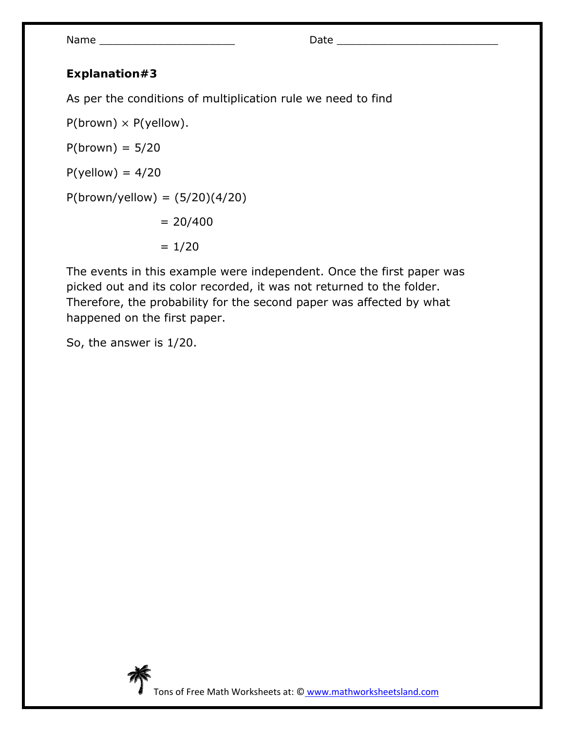Name ______________________ Date ___________________________

**Explanation#3**

As per the conditions of multiplication rule we need to find

P(brown) $\times$ P(yellow).

P(brown) = 5/20

P(yellow) = 4/20

P(brown/yellow) = (5/20)(4/20)

= 20/400

= 1/20

The events in this example were independent. Once the first paper was picked out and its color recorded, it was not returned to the folder. Therefore, the probability for the second paper was affected by what happened on the first paper.

So, the answer is 1/20.

Tons of Free Math Worksheets at: © www.mathworksheetsland.com